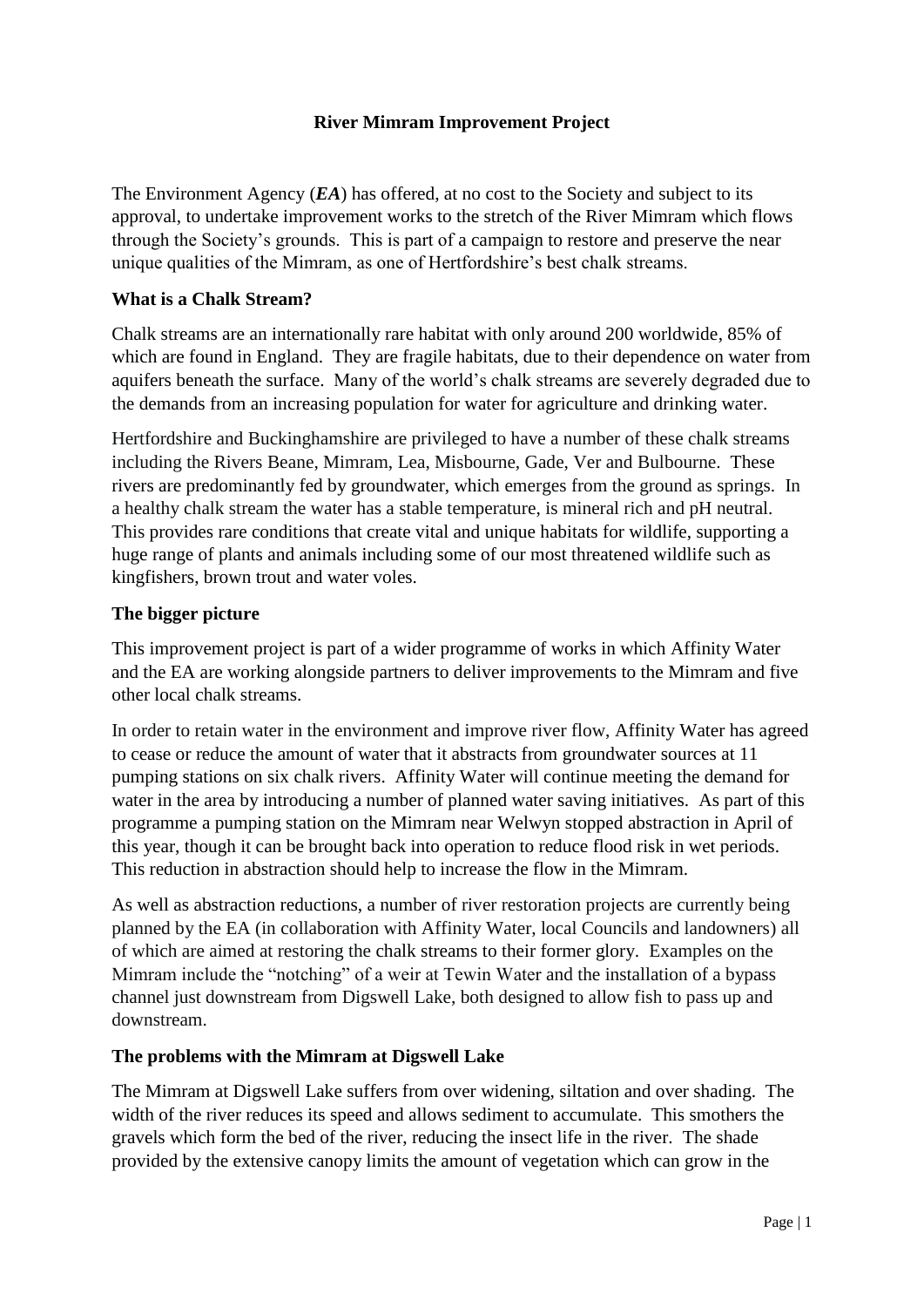# River Mimram Improvement Project

The Environment Agency (***EA***) has offered, at no cost to the Society and subject to its approval, to undertake improvement works to the stretch of the River Mimram which flows through the Society's grounds. This is part of a campaign to restore and preserve the near unique qualities of the Mimram, as one of Hertfordshire's best chalk streams.

## What is a Chalk Stream?

Chalk streams are an internationally rare habitat with only around 200 worldwide, 85% of which are found in England. They are fragile habitats, due to their dependence on water from aquifers beneath the surface. Many of the world's chalk streams are severely degraded due to the demands from an increasing population for water for agriculture and drinking water.

Hertfordshire and Buckinghamshire are privileged to have a number of these chalk streams including the Rivers Beane, Mimram, Lea, Misbourne, Gade, Ver and Bulbourne. These rivers are predominantly fed by groundwater, which emerges from the ground as springs. In a healthy chalk stream the water has a stable temperature, is mineral rich and pH neutral. This provides rare conditions that create vital and unique habitats for wildlife, supporting a huge range of plants and animals including some of our most threatened wildlife such as kingfishers, brown trout and water voles.

## The bigger picture

This improvement project is part of a wider programme of works in which Affinity Water and the EA are working alongside partners to deliver improvements to the Mimram and five other local chalk streams.

In order to retain water in the environment and improve river flow, Affinity Water has agreed to cease or reduce the amount of water that it abstracts from groundwater sources at 11 pumping stations on six chalk rivers. Affinity Water will continue meeting the demand for water in the area by introducing a number of planned water saving initiatives. As part of this programme a pumping station on the Mimram near Welwyn stopped abstraction in April of this year, though it can be brought back into operation to reduce flood risk in wet periods. This reduction in abstraction should help to increase the flow in the Mimram.

As well as abstraction reductions, a number of river restoration projects are currently being planned by the EA (in collaboration with Affinity Water, local Councils and landowners) all of which are aimed at restoring the chalk streams to their former glory. Examples on the Mimram include the "notching" of a weir at Tewin Water and the installation of a bypass channel just downstream from Digswell Lake, both designed to allow fish to pass up and downstream.

## The problems with the Mimram at Digswell Lake

The Mimram at Digswell Lake suffers from over widening, siltation and over shading. The width of the river reduces its speed and allows sediment to accumulate. This smothers the gravels which form the bed of the river, reducing the insect life in the river. The shade provided by the extensive canopy limits the amount of vegetation which can grow in the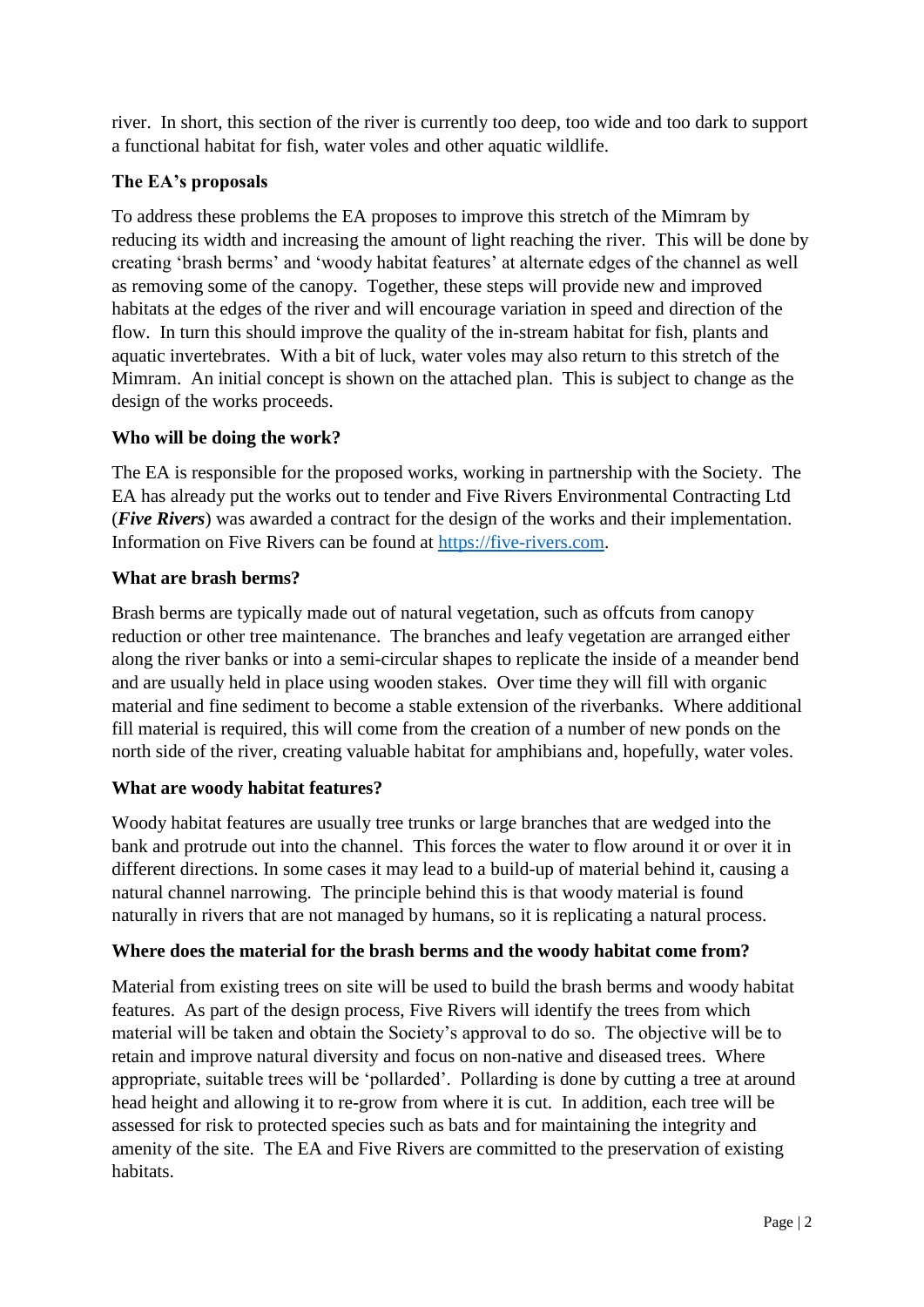river. In short, this section of the river is currently too deep, too wide and too dark to support a functional habitat for fish, water voles and other aquatic wildlife.

**The EA's proposals**

To address these problems the EA proposes to improve this stretch of the Mimram by reducing its width and increasing the amount of light reaching the river. This will be done by creating 'brash berms' and 'woody habitat features' at alternate edges of the channel as well as removing some of the canopy. Together, these steps will provide new and improved habitats at the edges of the river and will encourage variation in speed and direction of the flow. In turn this should improve the quality of the in-stream habitat for fish, plants and aquatic invertebrates. With a bit of luck, water voles may also return to this stretch of the Mimram. An initial concept is shown on the attached plan. This is subject to change as the design of the works proceeds.

**Who will be doing the work?**

The EA is responsible for the proposed works, working in partnership with the Society. The EA has already put the works out to tender and Five Rivers Environmental Contracting Ltd (***Five Rivers***) was awarded a contract for the design of the works and their implementation. Information on Five Rivers can be found at [https://five-rivers.com](https://five-rivers.com).

**What are brash berms?**

Brash berms are typically made out of natural vegetation, such as offcuts from canopy reduction or other tree maintenance. The branches and leafy vegetation are arranged either along the river banks or into a semi-circular shapes to replicate the inside of a meander bend and are usually held in place using wooden stakes. Over time they will fill with organic material and fine sediment to become a stable extension of the riverbanks. Where additional fill material is required, this will come from the creation of a number of new ponds on the north side of the river, creating valuable habitat for amphibians and, hopefully, water voles.

**What are woody habitat features?**

Woody habitat features are usually tree trunks or large branches that are wedged into the bank and protrude out into the channel. This forces the water to flow around it or over it in different directions. In some cases it may lead to a build-up of material behind it, causing a natural channel narrowing. The principle behind this is that woody material is found naturally in rivers that are not managed by humans, so it is replicating a natural process.

**Where does the material for the brash berms and the woody habitat come from?**

Material from existing trees on site will be used to build the brash berms and woody habitat features. As part of the design process, Five Rivers will identify the trees from which material will be taken and obtain the Society's approval to do so. The objective will be to retain and improve natural diversity and focus on non-native and diseased trees. Where appropriate, suitable trees will be 'pollarded'. Pollarding is done by cutting a tree at around head height and allowing it to re-grow from where it is cut. In addition, each tree will be assessed for risk to protected species such as bats and for maintaining the integrity and amenity of the site. The EA and Five Rivers are committed to the preservation of existing habitats.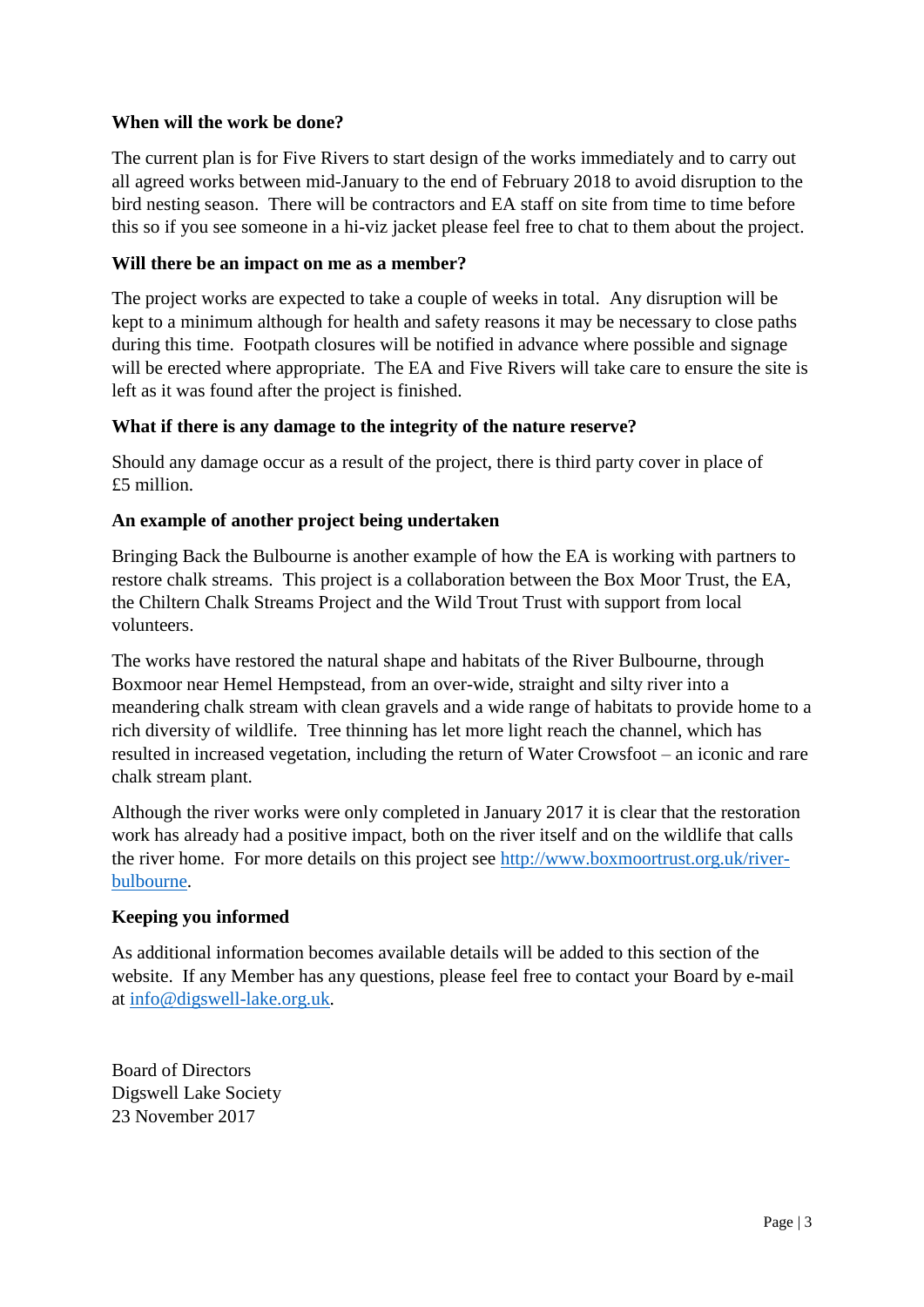**When will the work be done?**

The current plan is for Five Rivers to start design of the works immediately and to carry out all agreed works between mid-January to the end of February 2018 to avoid disruption to the bird nesting season. There will be contractors and EA staff on site from time to time before this so if you see someone in a hi-viz jacket please feel free to chat to them about the project.

**Will there be an impact on me as a member?**

The project works are expected to take a couple of weeks in total. Any disruption will be kept to a minimum although for health and safety reasons it may be necessary to close paths during this time. Footpath closures will be notified in advance where possible and signage will be erected where appropriate. The EA and Five Rivers will take care to ensure the site is left as it was found after the project is finished.

**What if there is any damage to the integrity of the nature reserve?**

Should any damage occur as a result of the project, there is third party cover in place of £5 million.

**An example of another project being undertaken**

Bringing Back the Bulbourne is another example of how the EA is working with partners to restore chalk streams. This project is a collaboration between the Box Moor Trust, the EA, the Chiltern Chalk Streams Project and the Wild Trout Trust with support from local volunteers.

The works have restored the natural shape and habitats of the River Bulbourne, through Boxmoor near Hemel Hempstead, from an over-wide, straight and silty river into a meandering chalk stream with clean gravels and a wide range of habitats to provide home to a rich diversity of wildlife. Tree thinning has let more light reach the channel, which has resulted in increased vegetation, including the return of Water Crowsfoot – an iconic and rare chalk stream plant.

Although the river works were only completed in January 2017 it is clear that the restoration work has already had a positive impact, both on the river itself and on the wildlife that calls the river home. For more details on this project see [http://www.boxmoortrust.org.uk/river-bulbourne](http://www.boxmoortrust.org.uk/river-bulbourne).

**Keeping you informed**

As additional information becomes available details will be added to this section of the website. If any Member has any questions, please feel free to contact your Board by e-mail at [info@digswell-lake.org.uk](mailto:info@digswell-lake.org.uk).

Board of Directors
Digswell Lake Society
23 November 2017